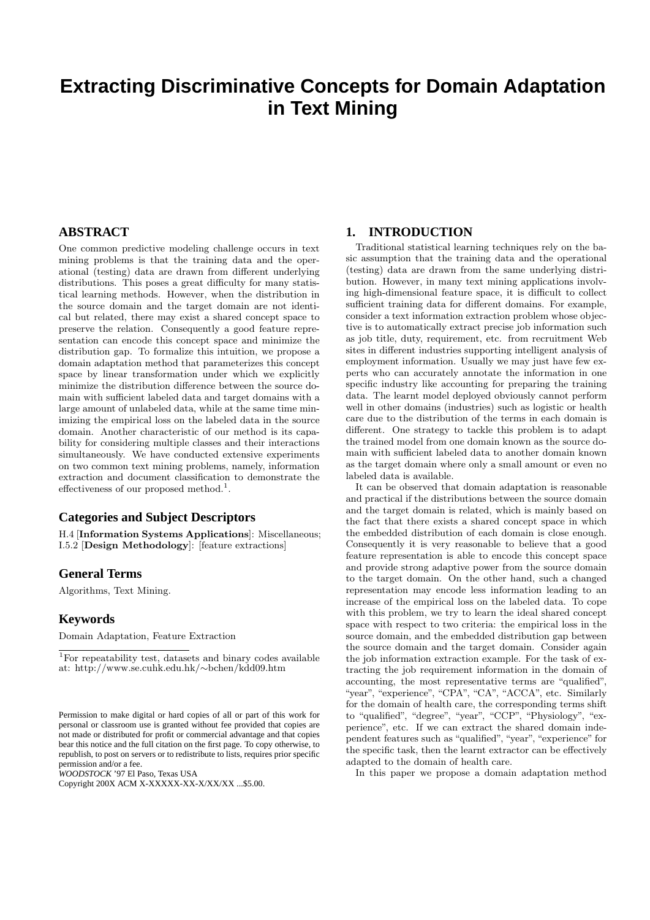# Extracting Discriminative Concepts for Domain Adaptation in Text Mining

## ABSTRACT

One common predictive modeling challenge occurs in text mining problems is that the training data and the operational (testing) data are drawn from different underlying distributions. This poses a great difficulty for many statistical learning methods. However, when the distribution in the source domain and the target domain are not identical but related, there may exist a shared concept space to preserve the relation. Consequently a good feature representation can encode this concept space and minimize the distribution gap. To formalize this intuition, we propose a domain adaptation method that parameterizes this concept space by linear transformation under which we explicitly minimize the distribution difference between the source domain with sufficient labeled data and target domains with a large amount of unlabeled data, while at the same time minimizing the empirical loss on the labeled data in the source domain. Another characteristic of our method is its capability for considering multiple classes and their interactions simultaneously. We have conducted extensive experiments on two common text mining problems, namely, information extraction and document classification to demonstrate the effectiveness of our proposed method.[1].

### Categories and Subject Descriptors

H.4 [**Information Systems Applications**]: Miscellaneous; I.5.2 [**Design Methodology**]: [feature extractions]

### General Terms

Algorithms, Text Mining.

### Keywords

Domain Adaptation, Feature Extraction

[1]For repeatability test, datasets and binary codes available at: http://www.se.cuhk.edu.hk/∼bchen/kdd09.htm

Permission to make digital or hard copies of all or part of this work for personal or classroom use is granted without fee provided that copies are not made or distributed for profit or commercial advantage and that copies bear this notice and the full citation on the first page. To copy otherwise, to republish, to post on servers or to redistribute to lists, requires prior specific permission and/or a fee.
*WOODSTOCK* '97 El Paso, Texas USA
Copyright 200X ACM X-XXXXX-XX-X/XX/XX ...$5.00.

## 1. INTRODUCTION

Traditional statistical learning techniques rely on the basic assumption that the training data and the operational (testing) data are drawn from the same underlying distribution. However, in many text mining applications involving high-dimensional feature space, it is difficult to collect sufficient training data for different domains. For example, consider a text information extraction problem whose objective is to automatically extract precise job information such as job title, duty, requirement, etc. from recruitment Web sites in different industries supporting intelligent analysis of employment information. Usually we may just have few experts who can accurately annotate the information in one specific industry like accounting for preparing the training data. The learnt model deployed obviously cannot perform well in other domains (industries) such as logistic or health care due to the distribution of the terms in each domain is different. One strategy to tackle this problem is to adapt the trained model from one domain known as the source domain with sufficient labeled data to another domain known as the target domain where only a small amount or even no labeled data is available.

It can be observed that domain adaptation is reasonable and practical if the distributions between the source domain and the target domain is related, which is mainly based on the fact that there exists a shared concept space in which the embedded distribution of each domain is close enough. Consequently it is very reasonable to believe that a good feature representation is able to encode this concept space and provide strong adaptive power from the source domain to the target domain. On the other hand, such a changed representation may encode less information leading to an increase of the empirical loss on the labeled data. To cope with this problem, we try to learn the ideal shared concept space with respect to two criteria: the empirical loss in the source domain, and the embedded distribution gap between the source domain and the target domain. Consider again the job information extraction example. For the task of extracting the job requirement information in the domain of accounting, the most representative terms are "qualified", "year", "experience", "CPA", "CA", "ACCA", etc. Similarly for the domain of health care, the corresponding terms shift to "qualified", "degree", "year", "CCP", "Physiology", "experience", etc. If we can extract the shared domain independent features such as "qualified", "year", "experience" for the specific task, then the learnt extractor can be effectively adapted to the domain of health care.

In this paper we propose a domain adaptation method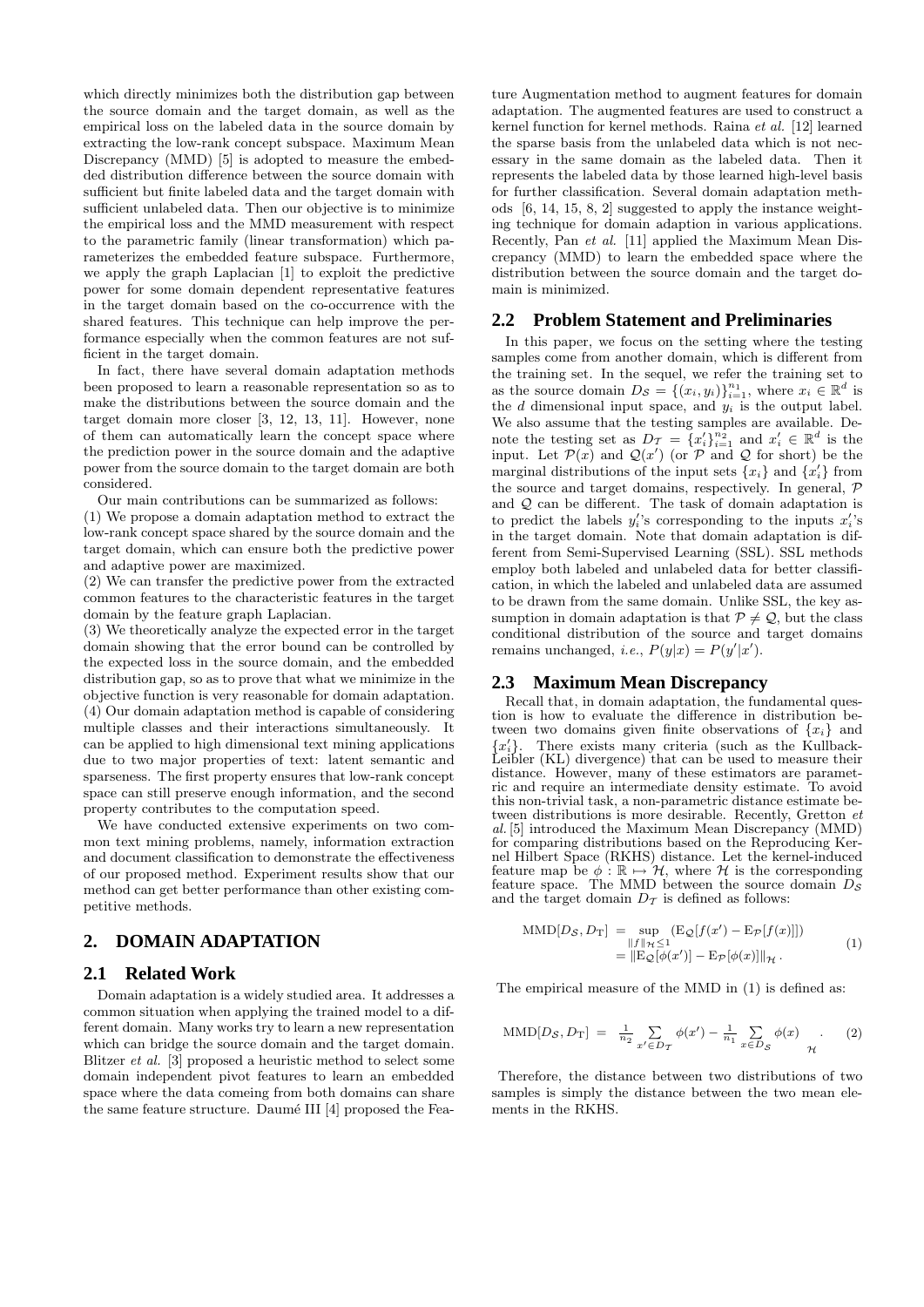which directly minimizes both the distribution gap between the source domain and the target domain, as well as the empirical loss on the labeled data in the source domain by extracting the low-rank concept subspace. Maximum Mean Discrepancy (MMD) [5] is adopted to measure the embedded distribution difference between the source domain with sufficient but finite labeled data and the target domain with sufficient unlabeled data. Then our objective is to minimize the empirical loss and the MMD measurement with respect to the parametric family (linear transformation) which parameterizes the embedded feature subspace. Furthermore, we apply the graph Laplacian [1] to exploit the predictive power for some domain dependent representative features in the target domain based on the co-occurrence with the shared features. This technique can help improve the performance especially when the common features are not sufficient in the target domain.

In fact, there have several domain adaptation methods been proposed to learn a reasonable representation so as to make the distributions between the source domain and the target domain more closer [3, 12, 13, 11]. However, none of them can automatically learn the concept space where the prediction power in the source domain and the adaptive power from the source domain to the target domain are both considered.

Our main contributions can be summarized as follows:

(1) We propose a domain adaptation method to extract the low-rank concept space shared by the source domain and the target domain, which can ensure both the predictive power and adaptive power are maximized.

(2) We can transfer the predictive power from the extracted common features to the characteristic features in the target domain by the feature graph Laplacian.

(3) We theoretically analyze the expected error in the target domain showing that the error bound can be controlled by the expected loss in the source domain, and the embedded distribution gap, so as to prove that what we minimize in the objective function is very reasonable for domain adaptation.

(4) Our domain adaptation method is capable of considering multiple classes and their interactions simultaneously. It can be applied to high dimensional text mining applications due to two major properties of text: latent semantic and sparseness. The first property ensures that low-rank concept space can still preserve enough information, and the second property contributes to the computation speed.

We have conducted extensive experiments on two common text mining problems, namely, information extraction and document classification to demonstrate the effectiveness of our proposed method. Experiment results show that our method can get better performance than other existing competitive methods.

## 2. DOMAIN ADAPTATION

### 2.1 Related Work

Domain adaptation is a widely studied area. It addresses a common situation when applying the trained model to a different domain. Many works try to learn a new representation which can bridge the source domain and the target domain. Blitzer *et al.* [3] proposed a heuristic method to select some domain independent pivot features to learn an embedded space where the data comeing from both domains can share the same feature structure. Daumé III [4] proposed the Feature Augmentation method to augment features for domain adaptation. The augmented features are used to construct a kernel function for kernel methods. Raina *et al.* [12] learned the sparse basis from the unlabeled data which is not necessary in the same domain as the labeled data. Then it represents the labeled data by those learned high-level basis for further classification. Several domain adaptation methods [6, 14, 15, 8, 2] suggested to apply the instance weighting technique for domain adaption in various applications. Recently, Pan *et al.* [11] applied the Maximum Mean Discrepancy (MMD) to learn the embedded space where the distribution between the source domain and the target domain is minimized.

### 2.2 Problem Statement and Preliminaries

In this paper, we focus on the setting where the testing samples come from another domain, which is different from the training set. In the sequel, we refer the training set to as the source domain $D_{\mathcal{S}} = \{(x_i, y_i)\}_{i=1}^{n_1}$, where $x_i \in \mathbb{R}^d$ is the $d$ dimensional input space, and $y_i$ is the output label. We also assume that the testing samples are available. Denote the testing set as $D_{\mathcal{T}} = \{x'_i\}_{i=1}^{n_2}$ and $x'_i \in \mathbb{R}^d$ is the input. Let $\mathcal{P}(x)$ and $\mathcal{Q}(x')$ (or $\mathcal{P}$ and $\mathcal{Q}$ for short) be the marginal distributions of the input sets $\{x_i\}$ and $\{x'_i\}$ from the source and target domains, respectively. In general, $\mathcal{P}$ and $\mathcal{Q}$ can be different. The task of domain adaptation is to predict the labels $y'_i$'s corresponding to the inputs $x'_i$'s in the target domain. Note that domain adaptation is different from Semi-Supervised Learning (SSL). SSL methods employ both labeled and unlabeled data for better classification, in which the labeled and unlabeled data are assumed to be drawn from the same domain. Unlike SSL, the key assumption in domain adaptation is that $\mathcal{P} \neq \mathcal{Q}$, but the class conditional distribution of the source and target domains remains unchanged, *i.e.*, $P(y|x) = P(y'|x')$.

### 2.3 Maximum Mean Discrepancy

Recall that, in domain adaptation, the fundamental question is how to evaluate the difference in distribution between two domains given finite observations of $\{x_i\}$ and $\{x'_i\}$. There exists many criteria (such as the Kullback-Leibler (KL) divergence) that can be used to measure their distance. However, many of these estimators are parametric and require an intermediate density estimate. To avoid this non-trivial task, a non-parametric distance estimate between distributions is more desirable. Recently, Gretton *et al.* [5] introduced the Maximum Mean Discrepancy (MMD) for comparing distributions based on the Reproducing Kernel Hilbert Space (RKHS) distance. Let the kernel-induced feature map be $\phi : \mathbb{R} \mapsto \mathcal{H}$, where $\mathcal{H}$ is the corresponding feature space. The MMD between the source domain $D_{\mathcal{S}}$ and the target domain $D_{\mathcal{T}}$ is defined as follows:

$$
\begin{aligned}
\text{MMD}[D_{\mathcal{S}}, D_{\text{T}}] &= \sup_{\|f\|_{\mathcal{H}} \le 1} \left( \text{E}_{\mathcal{Q}}[f(x') - \text{E}_{\mathcal{P}}[f(x)]] \right) \\
&= \|\text{E}_{\mathcal{Q}}[\phi(x')] - \text{E}_{\mathcal{P}}[\phi(x)]\|_{\mathcal{H}}.
\end{aligned} \quad (1)
$$

The empirical measure of the MMD in (1) is defined as:

$$
\text{MMD}[D_{\mathcal{S}}, D_{\text{T}}] = \left\| \frac{1}{n_2} \sum_{x' \in D_{\mathcal{T}}} \phi(x') - \frac{1}{n_1} \sum_{x \in D_{\mathcal{S}}} \phi(x) \right\|_{\mathcal{H}}. \quad (2)
$$

Therefore, the distance between two distributions of two samples is simply the distance between the two mean elements in the RKHS.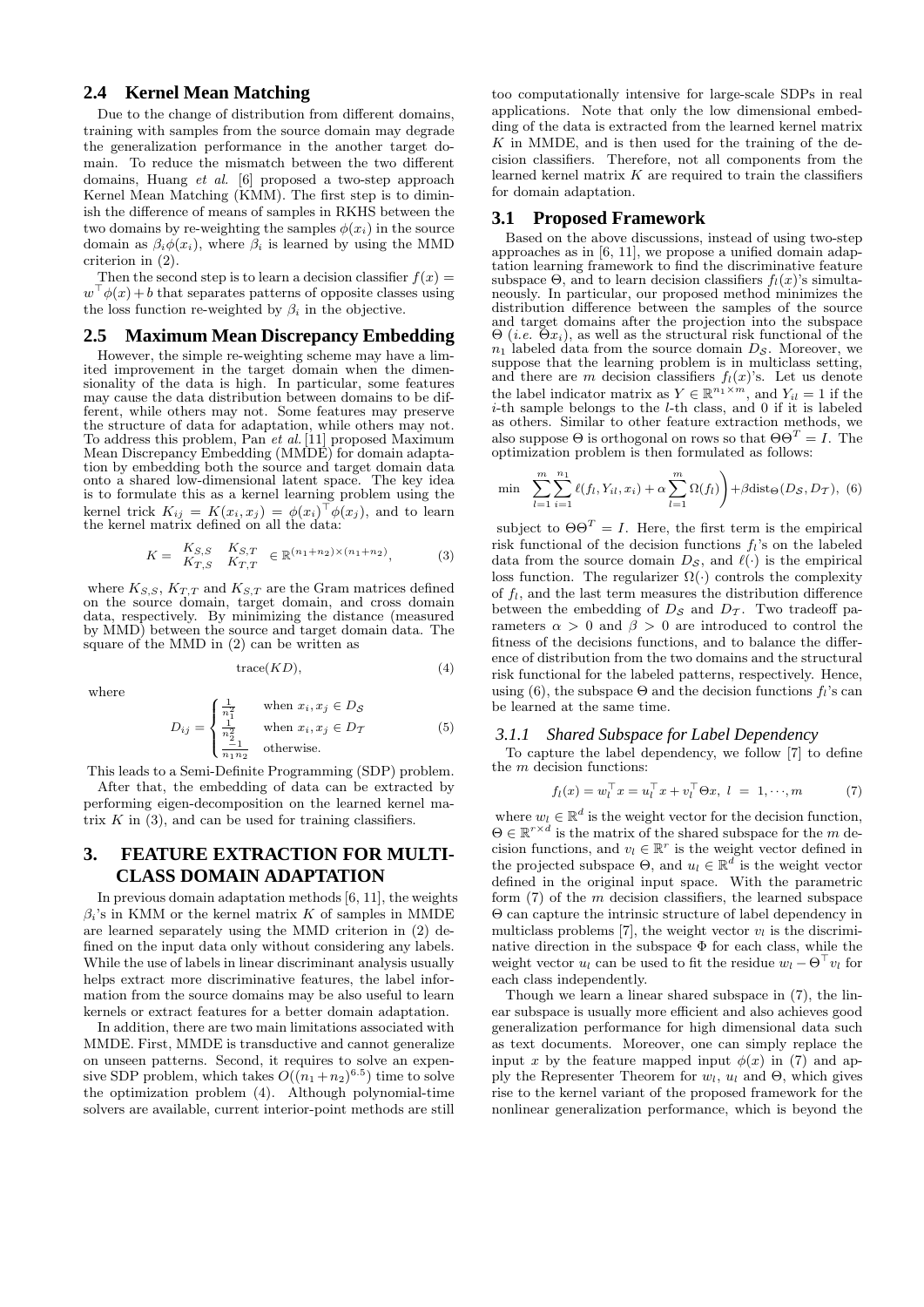## 2.4 Kernel Mean Matching

Due to the change of distribution from different domains, training with samples from the source domain may degrade the generalization performance in the another target domain. To reduce the mismatch between the two different domains, Huang *et al.* [6] proposed a two-step approach Kernel Mean Matching (KMM). The first step is to diminish the difference of means of samples in RKHS between the two domains by re-weighting the samples $\phi(x_i)$ in the source domain as $\beta_i\phi(x_i)$, where $\beta_i$ is learned by using the MMD criterion in (2).

Then the second step is to learn a decision classifier $f(x) = w^\top\phi(x)+b$ that separates patterns of opposite classes using the loss function re-weighted by $\beta_i$ in the objective.

## 2.5 Maximum Mean Discrepancy Embedding

However, the simple re-weighting scheme may have a limited improvement in the target domain when the dimensionality of the data is high. In particular, some features may cause the data distribution between domains to be different, while others may not. Some features may preserve the structure of data for adaptation, while others may not. To address this problem, Pan *et al.* [11] proposed Maximum Mean Discrepancy Embedding (MMDE) for domain adaptation by embedding both the source and target domain data onto a shared low-dimensional latent space. The key idea is to formulate this as a kernel learning problem using the kernel trick $K_{ij} = K(x_i, x_j) = \phi(x_i)^\top\phi(x_j)$, and to learn the kernel matrix defined on all the data:

$$K = \begin{bmatrix} K_{S,S} & K_{S,T} \\ K_{T,S} & K_{T,T} \end{bmatrix} \in \mathbb{R}^{(n_1+n_2)\times(n_1+n_2)}, \tag{3}$$

where $K_{S,S}$, $K_{T,T}$ and $K_{S,T}$ are the Gram matrices defined on the source domain, target domain, and cross domain data, respectively. By minimizing the distance (measured by MMD) between the source and target domain data. The square of the MMD in (2) can be written as

$$\text{trace}(KD), \tag{4}$$

where

$$D_{ij} = \begin{cases} \frac{1}{n_1^2} & \text{when } x_i, x_j \in D_{\mathcal{S}} \\ \frac{1}{n_2^2} & \text{when } x_i, x_j \in D_{\mathcal{T}} \\ \frac{-1}{n_1 n_2} & \text{otherwise.} \end{cases} \tag{5}$$

This leads to a Semi-Definite Programming (SDP) problem.

After that, the embedding of data can be extracted by performing eigen-decomposition on the learned kernel matrix $K$ in (3), and can be used for training classifiers.

# 3. FEATURE EXTRACTION FOR MULTI-CLASS DOMAIN ADAPTATION

In previous domain adaptation methods [6, 11], the weights $\beta_i$'s in KMM or the kernel matrix $K$ of samples in MMDE are learned separately using the MMD criterion in (2) defined on the input data only without considering any labels. While the use of labels in linear discriminant analysis usually helps extract more discriminative features, the label information from the source domains may be also useful to learn kernels or extract features for a better domain adaptation.

In addition, there are two main limitations associated with MMDE. First, MMDE is transductive and cannot generalize on unseen patterns. Second, it requires to solve an expensive SDP problem, which takes $O((n_1+n_2)^{6.5})$ time to solve the optimization problem (4). Although polynomial-time solvers are available, current interior-point methods are still too computationally intensive for large-scale SDPs in real applications. Note that only the low dimensional embedding of the data is extracted from the learned kernel matrix $K$ in MMDE, and is then used for the training of the decision classifiers. Therefore, not all components from the learned kernel matrix $K$ are required to train the classifiers for domain adaptation.

## 3.1 Proposed Framework

Based on the above discussions, instead of using two-step approaches as in [6, 11], we propose a unified domain adaptation learning framework to find the discriminative feature subspace $\Theta$, and to learn decision classifiers $f_l(x)$'s simultaneously. In particular, our proposed method minimizes the distribution difference between the samples of the source and target domains after the projection into the subspace $\Theta$ (*i.e.* $\Theta x_i$), as well as the structural risk functional of the $n_1$ labeled data from the source domain $D_{\mathcal{S}}$. Moreover, we suppose that the learning problem is in multiclass setting, and there are $m$ decision classifiers $f_l(x)$'s. Let us denote the label indicator matrix as $Y \in \mathbb{R}^{n_1\times m}$, and $Y_{il} = 1$ if the $i$-th sample belongs to the $l$-th class, and 0 if it is labeled as others. Similar to other feature extraction methods, we also suppose $\Theta$ is orthogonal on rows so that $\Theta\Theta^T = I$. The optimization problem is then formulated as follows:

$$\min \left(\sum_{l=1}^{m}\sum_{i=1}^{n_1} \ell(f_l, Y_{il}, x_i) + \alpha\sum_{l=1}^{m}\Omega(f_l)\right) + \beta \text{dist}_\Theta(D_{\mathcal{S}}, D_{\mathcal{T}}), \tag{6}$$

subject to $\Theta\Theta^T = I$. Here, the first term is the empirical risk functional of the decision functions $f_l$'s on the labeled data from the source domain $D_{\mathcal{S}}$, and $\ell(\cdot)$ is the empirical loss function. The regularizer $\Omega(\cdot)$ controls the complexity of $f_l$, and the last term measures the distribution difference between the embedding of $D_{\mathcal{S}}$ and $D_{\mathcal{T}}$. Two tradeoff parameters $\alpha > 0$ and $\beta > 0$ are introduced to control the fitness of the decisions functions, and to balance the difference of distribution from the two domains and the structural risk functional for the labeled patterns, respectively. Hence, using (6), the subspace $\Theta$ and the decision functions $f_l$'s can be learned at the same time.

### 3.1.1 Shared Subspace for Label Dependency

To capture the label dependency, we follow [7] to define the $m$ decision functions:

$$f_l(x) = w_l^\top x = u_l^\top x + v_l^\top\Theta x, \ l \ = \ 1, \cdots, m \tag{7}$$

where $w_l \in \mathbb{R}^d$ is the weight vector for the decision function, $\Theta \in \mathbb{R}^{r\times d}$ is the matrix of the shared subspace for the $m$ decision functions, and $v_l \in \mathbb{R}^r$ is the weight vector defined in the projected subspace $\Theta$, and $u_l \in \mathbb{R}^d$ is the weight vector defined in the original input space. With the parametric form (7) of the $m$ decision classifiers, the learned subspace $\Theta$ can capture the intrinsic structure of label dependency in multiclass problems [7], the weight vector $v_l$ is the discriminative direction in the subspace $\Phi$ for each class, while the weight vector $u_l$ can be used to fit the residue $w_l - \Theta^\top v_l$ for each class independently.

Though we learn a linear shared subspace in (7), the linear subspace is usually more efficient and also achieves good generalization performance for high dimensional data such as text documents. Moreover, one can simply replace the input $x$ by the feature mapped input $\phi(x)$ in (7) and apply the Representer Theorem for $w_l$, $u_l$ and $\Theta$, which gives rise to the kernel variant of the proposed framework for the nonlinear generalization performance, which is beyond the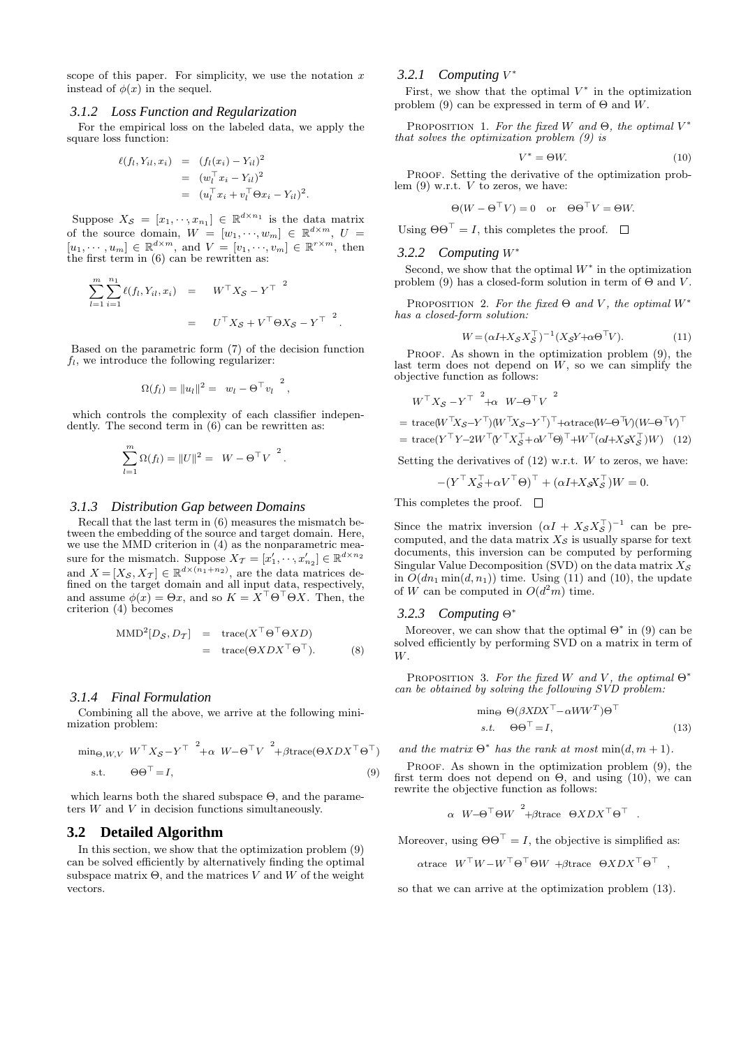scope of this paper. For simplicity, we use the notation $x$ instead of $\phi(x)$ in the sequel.

### 3.1.2 Loss Function and Regularization

For the empirical loss on the labeled data, we apply the square loss function:

$$\begin{aligned}\ell(f_l, Y_{il}, x_i) &= (f_l(x_i) - Y_{il})^2 \\ &= (w_l^\top x_i - Y_{il})^2 \\ &= (u_l^\top x_i + v_l^\top \Theta x_i - Y_{il})^2.\end{aligned}$$

Suppose $X_\mathcal{S} = [x_1, \cdots, x_{n_1}] \in \mathbb{R}^{d \times n_1}$ is the data matrix of the source domain, $W = [w_1, \cdots, w_m] \in \mathbb{R}^{d \times m}$, $U = [u_1, \cdots, u_m] \in \mathbb{R}^{d \times m}$, and $V = [v_1, \cdots, v_m] \in \mathbb{R}^{r \times m}$, then the first term in (6) can be rewritten as:

$$\begin{aligned}\sum_{l=1}^{m} \sum_{i=1}^{n_1} \ell(f_l, Y_{il}, x_i) &= \left\| W^\top X_\mathcal{S} - Y^\top \right\|^2 \\ &= \left\| U^\top X_\mathcal{S} + V^\top \Theta X_\mathcal{S} - Y^\top \right\|^2.\end{aligned}$$

Based on the parametric form (7) of the decision function $f_l$, we introduce the following regularizer:

$$\Omega(f_l) = \|u_l\|^2 = \left\| w_l - \Theta^\top v_l \right\|^2,$$

which controls the complexity of each classifier independently. The second term in (6) can be rewritten as:

$$\sum_{l=1}^{m} \Omega(f_l) = \|U\|^2 = \left\| W - \Theta^\top V \right\|^2.$$

### 3.1.3 Distribution Gap between Domains

Recall that the last term in (6) measures the mismatch between the embedding of the source and target domain. Here, we use the MMD criterion in (4) as the nonparametric measure for the mismatch. Suppose $X_\mathcal{T} = [x'_1, \cdots, x'_{n_2}] \in \mathbb{R}^{d \times n_2}$ and $X = [X_\mathcal{S}, X_\mathcal{T}] \in \mathbb{R}^{d \times (n_1+n_2)}$, are the data matrices defined on the target domain and all input data, respectively, and assume $\phi(x) = \Theta x$, and so $K = X^\top \Theta^\top \Theta X$. Then, the criterion (4) becomes

$$\begin{aligned}\text{MMD}^2[D_\mathcal{S}, D_\mathcal{T}] &= \text{trace}(X^\top \Theta^\top \Theta X D) \\ &= \text{trace}(\Theta X D X^\top \Theta^\top). \qquad (8)\end{aligned}$$

### 3.1.4 Final Formulation

Combining all the above, we arrive at the following minimization problem:

$$\begin{aligned}\min_{\Theta, W, V} \; & \left\| W^\top X_\mathcal{S} - Y^\top \right\|^2 + \alpha \left\| W - \Theta^\top V \right\|^2 + \beta \text{trace}(\Theta X D X^\top \Theta^\top) \\ \text{s.t.} \quad & \Theta \Theta^\top = I, \qquad (9)\end{aligned}$$

which learns both the shared subspace $\Theta$, and the parameters $W$ and $V$ in decision functions simultaneously.

## 3.2 Detailed Algorithm

In this section, we show that the optimization problem (9) can be solved efficiently by alternatively finding the optimal subspace matrix $\Theta$, and the matrices $V$ and $W$ of the weight vectors.

### 3.2.1 Computing $V^*$

First, we show that the optimal $V^*$ in the optimization problem (9) can be expressed in term of $\Theta$ and $W$.

Proposition 1. *For the fixed $W$ and $\Theta$, the optimal $V^*$ that solves the optimization problem (9) is*

$$V^* = \Theta W. \qquad (10)$$

Proof. Setting the derivative of the optimization problem (9) w.r.t. $V$ to zeros, we have:

$$\Theta(W - \Theta^\top V) = 0 \quad \text{or} \quad \Theta\Theta^\top V = \Theta W.$$

Using $\Theta\Theta^\top = I$, this completes the proof. □

### 3.2.2 Computing $W^*$

Second, we show that the optimal $W^*$ in the optimization problem (9) has a closed-form solution in term of $\Theta$ and $V$.

Proposition 2. *For the fixed $\Theta$ and $V$, the optimal $W^*$ has a closed-form solution:*

$$W = (\alpha I + X_\mathcal{S} X_\mathcal{S}^\top)^{-1} (X_\mathcal{S} Y + \alpha \Theta^\top V). \qquad (11)$$

Proof. As shown in the optimization problem (9), the last term does not depend on $W$, so we can simplify the objective function as follows:

$$\begin{aligned}& \left\| W^\top X_\mathcal{S} - Y^\top \right\|^2 + \alpha \left\| W - \Theta^\top V \right\|^2 \\ &= \text{trace}(W^\top X_\mathcal{S} - Y^\top)(W^\top X_\mathcal{S} - Y^\top)^\top + \alpha \text{trace}(W - \Theta^\top V)(W - \Theta^\top V)^\top \\ &= \text{trace}(Y^\top Y - 2W^\top (Y^\top X_\mathcal{S}^\top + \alpha V^\top \Theta)^\top + W^\top (\alpha I + X_\mathcal{S} X_\mathcal{S}^\top) W) \quad (12)\end{aligned}$$

Setting the derivatives of (12) w.r.t. $W$ to zeros, we have:

$$-(Y^\top X_\mathcal{S}^\top + \alpha V^\top \Theta)^\top + (\alpha I + X_\mathcal{S} X_\mathcal{S}^\top) W = 0.$$

This completes the proof. □

Since the matrix inversion $(\alpha I + X_\mathcal{S} X_\mathcal{S}^\top)^{-1}$ can be precomputed, and the data matrix $X_\mathcal{S}$ is usually sparse for text documents, this inversion can be computed by performing Singular Value Decomposition (SVD) on the data matrix $X_\mathcal{S}$ in $O(dn_1 \min(d, n_1))$ time. Using (11) and (10), the update of $W$ can be computed in $O(d^2 m)$ time.

### 3.2.3 Computing $\Theta^*$

Moreover, we can show that the optimal $\Theta^*$ in (9) can be solved efficiently by performing SVD on a matrix in term of $W$.

Proposition 3. *For the fixed $W$ and $V$, the optimal $\Theta^*$ can be obtained by solving the following SVD problem:*

$$\begin{aligned}\min_\Theta \; & \Theta(\beta X D X^\top - \alpha W W^T)\Theta^\top \\ s.t. \quad & \Theta\Theta^\top = I, \qquad (13)\end{aligned}$$

*and the matrix $\Theta^*$ has the rank at most $\min(d, m+1)$.*

Proof. As shown in the optimization problem (9), the first term does not depend on $\Theta$, and using (10), we can rewrite the objective function as follows:

$$\alpha \left\| W - \Theta^\top \Theta W \right\|^2 + \beta \text{trace}\left( \Theta X D X^\top \Theta^\top \right).$$

Moreover, using $\Theta\Theta^\top = I$, the objective is simplified as:

$$\alpha \text{trace}\left( W^\top W - W^\top \Theta^\top \Theta W \right) + \beta \text{trace}\left( \Theta X D X^\top \Theta^\top \right),$$

so that we can arrive at the optimization problem (13).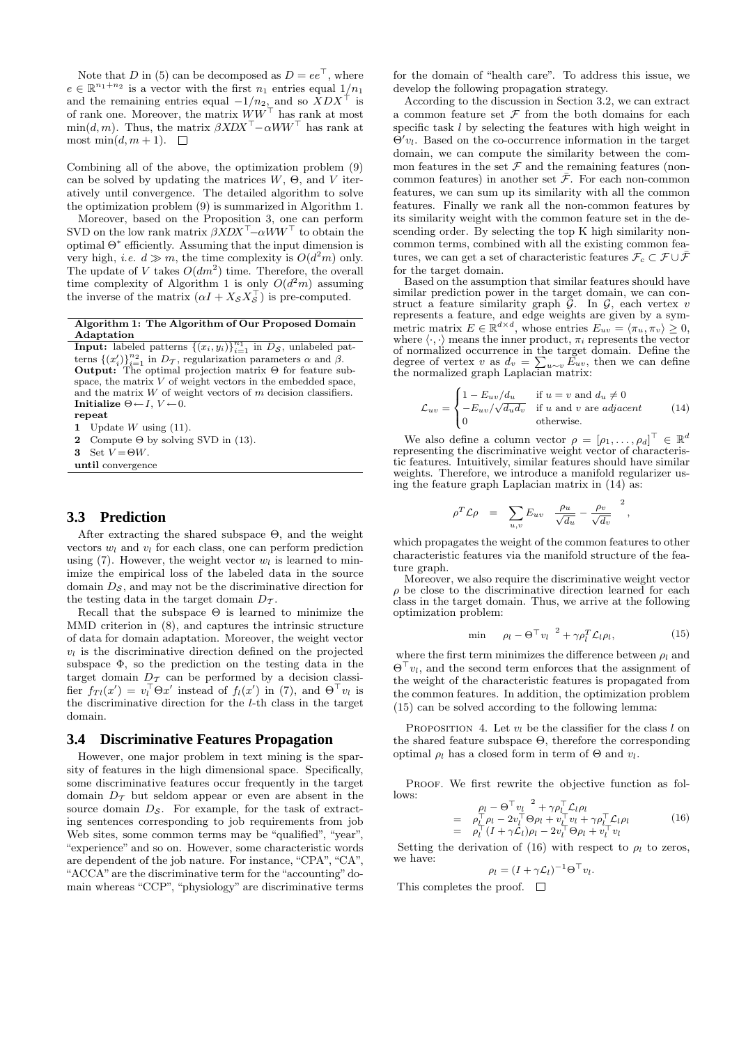Note that $D$ in (5) can be decomposed as $D = ee^\top$, where $e \in \mathbb{R}^{n_1+n_2}$ is a vector with the first $n_1$ entries equal $1/n_1$ and the remaining entries equal $-1/n_2$, and so $XDX^\top$ is of rank one. Moreover, the matrix $WW^\top$ has rank at most $\min(d, m)$. Thus, the matrix $\beta XDX^\top - \alpha WW^\top$ has rank at most $\min(d, m+1)$. □

Combining all of the above, the optimization problem (9) can be solved by updating the matrices $W$, $\Theta$, and $V$ iteratively until convergence. The detailed algorithm to solve the optimization problem (9) is summarized in Algorithm 1.

Moreover, based on the Proposition 3, one can perform SVD on the low rank matrix $\beta XDX^\top - \alpha WW^\top$ to obtain the optimal $\Theta^*$ efficiently. Assuming that the input dimension is very high, *i.e.* $d \gg m$, the time complexity is $O(d^2m)$ only. The update of $V$ takes $O(dm^2)$ time. Therefore, the overall time complexity of Algorithm 1 is only $O(d^2m)$ assuming the inverse of the matrix $(\alpha I + X_\mathcal{S} X_\mathcal{S}^\top)$ is pre-computed.

**Algorithm 1: The Algorithm of Our Proposed Domain Adaptation**

**Input:** labeled patterns $\{(x_i, y_i)\}_{i=1}^{n_1}$ in $D_\mathcal{S}$, unlabeled patterns $\{(x'_i)\}_{i=1}^{n_2}$ in $D_\mathcal{T}$, regularization parameters $\alpha$ and $\beta$.
**Output:** The optimal projection matrix $\Theta$ for feature subspace, the matrix $V$ of weight vectors in the embedded space, and the matrix $W$ of weight vectors of $m$ decision classifiers.
**Initialize** $\Theta \leftarrow I$, $V \leftarrow 0$.
**repeat**
1 Update $W$ using (11).
2 Compute $\Theta$ by solving SVD in (13).
3 Set $V = \Theta W$.
**until** convergence

## 3.3 Prediction

After extracting the shared subspace $\Theta$, and the weight vectors $w_l$ and $v_l$ for each class, one can perform prediction using (7). However, the weight vector $w_l$ is learned to minimize the empirical loss of the labeled data in the source domain $D_\mathcal{S}$, and may not be the discriminative direction for the testing data in the target domain $D_\mathcal{T}$.

Recall that the subspace $\Theta$ is learned to minimize the MMD criterion in (8), and captures the intrinsic structure of data for domain adaptation. Moreover, the weight vector $v_l$ is the discriminative direction defined on the projected subspace $\Phi$, so the prediction on the testing data in the target domain $D_\mathcal{T}$ can be performed by a decision classifier $f_{\mathcal{T}l}(x') = v_l^\top \Theta x'$ instead of $f_l(x')$ in (7), and $\Theta^\top v_l$ is the discriminative direction for the $l$-th class in the target domain.

## 3.4 Discriminative Features Propagation

However, one major problem in text mining is the sparsity of features in the high dimensional space. Specifically, some discriminative features occur frequently in the target domain $D_\mathcal{T}$ but seldom appear or even are absent in the source domain $D_\mathcal{S}$. For example, for the task of extracting sentences corresponding to job requirements from job Web sites, some common terms may be "qualified", "year", "experience" and so on. However, some characteristic words are dependent of the job nature. For instance, "CPA", "CA", "ACCA" are the discriminative term for the "accounting" domain whereas "CCP", "physiology" are discriminative terms for the domain of "health care". To address this issue, we develop the following propagation strategy.

According to the discussion in Section 3.2, we can extract a common feature set $\mathcal{F}$ from the both domains for each specific task $l$ by selecting the features with high weight in $\Theta' v_l$. Based on the co-occurrence information in the target domain, we can compute the similarity between the common features in the set $\mathcal{F}$ and the remaining features (non-common features) in another set $\bar{\mathcal{F}}$. For each non-common features, we can sum up its similarity with all the common features. Finally we rank all the non-common features by its similarity weight with the common feature set in the descending order. By selecting the top K high similarity non-common terms, combined with all the existing common features, we can get a set of characteristic features $\mathcal{F}_c \subset \mathcal{F} \cup \bar{\mathcal{F}}$ for the target domain.

Based on the assumption that similar features should have similar prediction power in the target domain, we can construct a feature similarity graph $\mathcal{G}$. In $\mathcal{G}$, each vertex $v$ represents a feature, and edge weights are given by a symmetric matrix $E \in \mathbb{R}^{d \times d}$, whose entries $E_{uv} = \langle \pi_u, \pi_v \rangle \geq 0$, where $\langle \cdot, \cdot \rangle$ means the inner product, $\pi_i$ represents the vector of normalized occurrence in the target domain. Define the degree of vertex $v$ as $d_v = \sum_{u \sim v} E_{uv}$, then we can define the normalized graph Laplacian matrix:

$$\mathcal{L}_{uv} = \begin{cases} 1 - E_{uv}/d_u & \text{if } u = v \text{ and } d_u \neq 0 \\ -E_{uv}/\sqrt{d_u d_v} & \text{if } u \text{ and } v \text{ are } \textit{adjacent} \\ 0 & \text{otherwise.} \end{cases} \tag{14}$$

We also define a column vector $\rho = [\rho_1, \ldots, \rho_d]^\top \in \mathbb{R}^d$ representing the discriminative weight vector of characteristic features. Intuitively, similar features should have similar weights. Therefore, we introduce a manifold regularizer using the feature graph Laplacian matrix in (14) as:

$$\rho^T \mathcal{L} \rho = \sum_{u,v} E_{uv} \left\| \frac{\rho_u}{\sqrt{d_u}} - \frac{\rho_v}{\sqrt{d_v}} \right\|^2,$$

which propagates the weight of the common features to other characteristic features via the manifold structure of the feature graph.

Moreover, we also require the discriminative weight vector $\rho$ be close to the discriminative direction learned for each class in the target domain. Thus, we arrive at the following optimization problem:

$$\min \quad \|\rho_l - \Theta^\top v_l\|^2 + \gamma \rho_l^T \mathcal{L}_l \rho_l, \tag{15}$$

where the first term minimizes the difference between $\rho_l$ and $\Theta^\top v_l$, and the second term enforces that the assignment of the weight of the characteristic features is propagated from the common features. In addition, the optimization problem (15) can be solved according to the following lemma:

Proposition 4. Let $v_l$ be the classifier for the class $l$ on the shared feature subspace $\Theta$, therefore the corresponding optimal $\rho_l$ has a closed form in term of $\Theta$ and $v_l$.

Proof. We first rewrite the objective function as follows:

$$\begin{aligned} & \|\rho_l - \Theta^\top v_l\|^2 + \gamma \rho_l^\top \mathcal{L}_l \rho_l \\ = \; & \rho_l^\top \rho_l - 2 v_l^\top \Theta \rho_l + v_l^\top v_l + \gamma \rho_l^\top \mathcal{L}_l \rho_l \\ = \; & \rho_l^\top (I + \gamma \mathcal{L}_l) \rho_l - 2 v_l^\top \Theta \rho_l + v_l^\top v_l \end{aligned} \tag{16}$$

Setting the derivation of (16) with respect to $\rho_l$ to zeros, we have:

$$\rho_l = (I + \gamma \mathcal{L}_l)^{-1} \Theta^\top v_l.$$

This completes the proof. □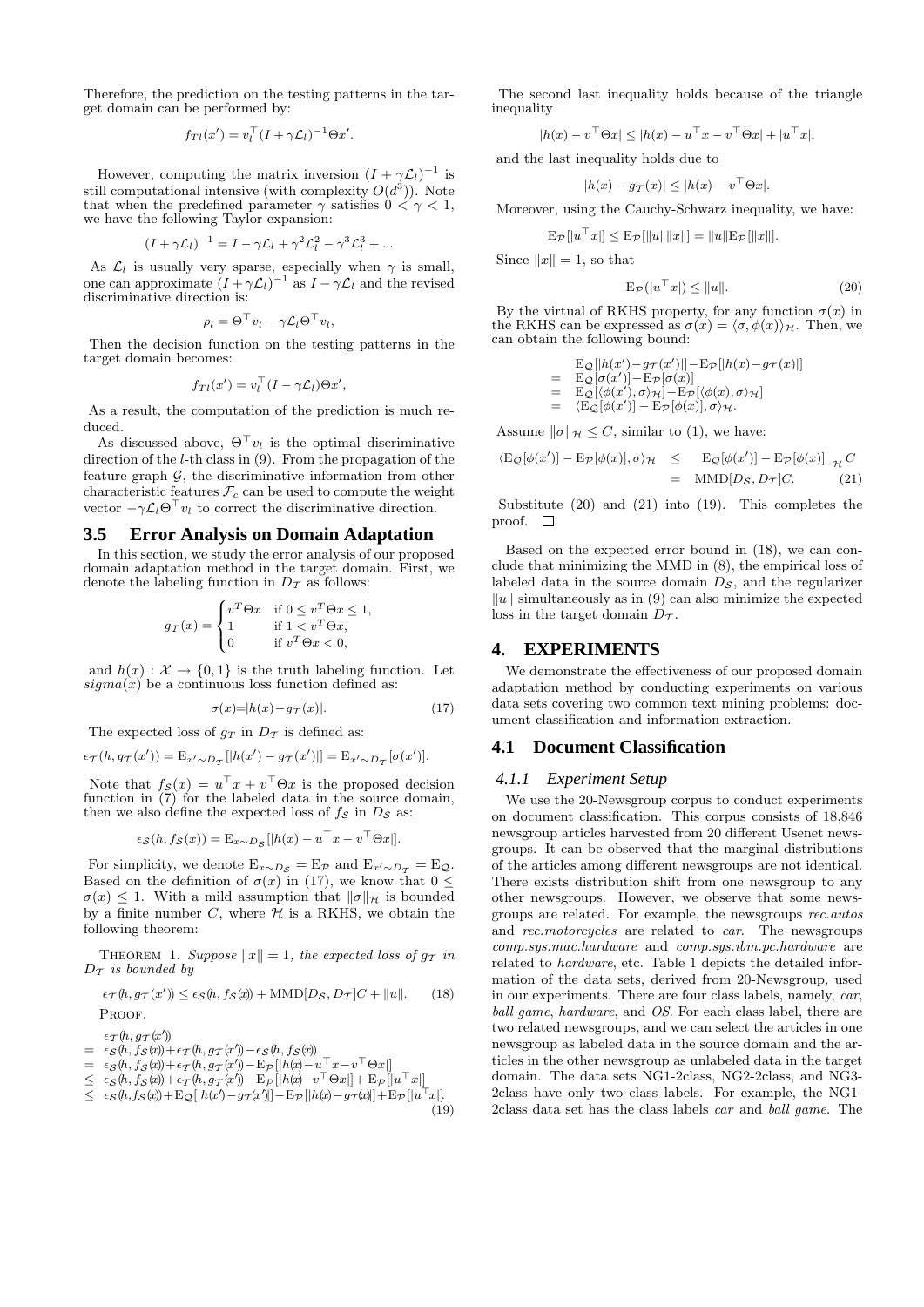Therefore, the prediction on the testing patterns in the target domain can be performed by:

$$f_{\mathcal{T}l}(x') = v_l^\top (I + \gamma \mathcal{L}_l)^{-1} \Theta x'.$$

However, computing the matrix inversion $(I + \gamma\mathcal{L}_l)^{-1}$ is still computational intensive (with complexity $O(d^3)$). Note that when the predefined parameter $\gamma$ satisfies $0 < \gamma < 1$, we have the following Taylor expansion:

$$(I + \gamma\mathcal{L}_l)^{-1} = I - \gamma\mathcal{L}_l + \gamma^2\mathcal{L}_l^2 - \gamma^3\mathcal{L}_l^3 + ...$$

As $\mathcal{L}_l$ is usually very sparse, especially when $\gamma$ is small, one can approximate $(I + \gamma\mathcal{L}_l)^{-1}$ as $I - \gamma\mathcal{L}_l$ and the revised discriminative direction is:

$$\rho_l = \Theta^\top v_l - \gamma\mathcal{L}_l\Theta^\top v_l,$$

Then the decision function on the testing patterns in the target domain becomes:

$$f_{\mathcal{T}l}(x') = v_l^\top (I - \gamma\mathcal{L}_l)\Theta x',$$

As a result, the computation of the prediction is much reduced.

As discussed above, $\Theta^\top v_l$ is the optimal discriminative direction of the $l$-th class in (9). From the propagation of the feature graph $\mathcal{G}$, the discriminative information from other characteristic features $\mathcal{F}_c$ can be used to compute the weight vector $-\gamma\mathcal{L}_l\Theta^\top v_l$ to correct the discriminative direction.

## 3.5 Error Analysis on Domain Adaptation

In this section, we study the error analysis of our proposed domain adaptation method in the target domain. First, we denote the labeling function in $D_\mathcal{T}$ as follows:

$$g_\mathcal{T}(x) = \begin{cases} v^T\Theta x & \text{if } 0 \le v^T\Theta x \le 1, \\ 1 & \text{if } 1 < v^T\Theta x, \\ 0 & \text{if } v^T\Theta x < 0, \end{cases}$$

and $h(x) : \mathcal{X} \to \{0, 1\}$ is the truth labeling function. Let $sigma(x)$ be a continuous loss function defined as:

$$\sigma(x) = |h(x) - g_\mathcal{T}(x)|. \quad (17)$$

The expected loss of $g_\mathcal{T}$ in $D_\mathcal{T}$ is defined as:

$$\epsilon_\mathcal{T}(h, g_\mathcal{T}(x')) = \mathrm{E}_{x' \sim D_\mathcal{T}}[|h(x') - g_\mathcal{T}(x')|] = \mathrm{E}_{x' \sim D_\mathcal{T}}[\sigma(x')].$$

Note that $f_\mathcal{S}(x) = u^\top x + v^\top \Theta x$ is the proposed decision function in (7) for the labeled data in the source domain, then we also define the expected loss of $f_\mathcal{S}$ in $D_\mathcal{S}$ as:

$$\epsilon_\mathcal{S}(h, f_\mathcal{S}(x)) = \mathrm{E}_{x \sim D_\mathcal{S}}[|h(x) - u^\top x - v^\top \Theta x|].$$

For simplicity, we denote $\mathrm{E}_{x \sim D_\mathcal{S}} = \mathrm{E}_\mathcal{P}$ and $\mathrm{E}_{x' \sim D_\mathcal{T}} = \mathrm{E}_\mathcal{Q}$. Based on the definition of $\sigma(x)$ in (17), we know that $0 \le \sigma(x) \le 1$. With a mild assumption that $\|\sigma\|_\mathcal{H}$ is bounded by a finite number $C$, where $\mathcal{H}$ is a RKHS, we obtain the following theorem:

Theorem 1. *Suppose $\|x\| = 1$, the expected loss of $g_\mathcal{T}$ in $D_\mathcal{T}$ is bounded by*

$$\epsilon_\mathcal{T}(h, g_\mathcal{T}(x')) \le \epsilon_\mathcal{S}(h, f_\mathcal{S}(x)) + \mathrm{MMD}[D_\mathcal{S}, D_\mathcal{T}]C + \|u\|. \quad (18)$$

Proof.

$$\begin{aligned} & \epsilon_\mathcal{T}(h, g_\mathcal{T}(x')) \\ = \; & \epsilon_\mathcal{S}(h, f_\mathcal{S}(x)) + \epsilon_\mathcal{T}(h, g_\mathcal{T}(x')) - \epsilon_\mathcal{S}(h, f_\mathcal{S}(x)) \\ = \; & \epsilon_\mathcal{S}(h, f_\mathcal{S}(x)) + \epsilon_\mathcal{T}(h, g_\mathcal{T}(x')) - \mathrm{E}_\mathcal{P}[|h(x) - u^\top x - v^\top\Theta x|] \\ \le \; & \epsilon_\mathcal{S}(h, f_\mathcal{S}(x)) + \epsilon_\mathcal{T}(h, g_\mathcal{T}(x')) - \mathrm{E}_\mathcal{P}[|h(x) - v^\top\Theta x|] + \mathrm{E}_\mathcal{P}[|u^\top x|] \\ \le \; & \epsilon_\mathcal{S}(h, f_\mathcal{S}(x)) + \mathrm{E}_\mathcal{Q}[|h(x') - g_\mathcal{T}(x')|] - \mathrm{E}_\mathcal{P}[|h(x) - g_\mathcal{T}(x)|] + \mathrm{E}_\mathcal{P}[|u^\top x|]. \end{aligned} \quad (19)$$

The second last inequality holds because of the triangle inequality

$$|h(x) - v^\top\Theta x| \le |h(x) - u^\top x - v^\top\Theta x| + |u^\top x|,$$

and the last inequality holds due to

$$|h(x) - g_\mathcal{T}(x)| \le |h(x) - v^\top\Theta x|.$$

Moreover, using the Cauchy-Schwarz inequality, we have:

$$\mathrm{E}_\mathcal{P}[|u^\top x|] \le \mathrm{E}_\mathcal{P}[\|u\|\|x\|] = \|u\|\mathrm{E}_\mathcal{P}[\|x\|].$$

Since $\|x\| = 1$, so that

$$\mathrm{E}_\mathcal{P}(|u^\top x|) \le \|u\|. \quad (20)$$

By the virtual of RKHS property, for any function $\sigma(x)$ in the RKHS can be expressed as $\sigma(x) = \langle \sigma, \phi(x) \rangle_\mathcal{H}$. Then, we can obtain the following bound:

$$\begin{aligned} & \mathrm{E}_\mathcal{Q}[|h(x') - g_\mathcal{T}(x')|] - \mathrm{E}_\mathcal{P}[|h(x) - g_\mathcal{T}(x)|] \\ = \; & \mathrm{E}_\mathcal{Q}[\sigma(x')] - \mathrm{E}_\mathcal{P}[\sigma(x)] \\ = \; & \mathrm{E}_\mathcal{Q}[\langle \phi(x'), \sigma \rangle_\mathcal{H}] - \mathrm{E}_\mathcal{P}[\langle \phi(x), \sigma \rangle_\mathcal{H}] \\ = \; & \langle \mathrm{E}_\mathcal{Q}[\phi(x')] - \mathrm{E}_\mathcal{P}[\phi(x)], \sigma \rangle_\mathcal{H}. \end{aligned}$$

Assume $\|\sigma\|_\mathcal{H} \le C$, similar to (1), we have:

$$\begin{aligned} \langle \mathrm{E}_\mathcal{Q}[\phi(x')] - \mathrm{E}_\mathcal{P}[\phi(x)], \sigma \rangle_\mathcal{H} & \le \left\| \mathrm{E}_\mathcal{Q}[\phi(x')] - \mathrm{E}_\mathcal{P}[\phi(x)] \right\|_\mathcal{H} C \\ & = \mathrm{MMD}[D_\mathcal{S}, D_\mathcal{T}]C. \end{aligned} \quad (21)$$

Substitute (20) and (21) into (19). This completes the proof. $\square$

Based on the expected error bound in (18), we can conclude that minimizing the MMD in (8), the empirical loss of labeled data in the source domain $D_\mathcal{S}$, and the regularizer $\|u\|$ simultaneously as in (9) can also minimize the expected loss in the target domain $D_\mathcal{T}$.

# 4. EXPERIMENTS

We demonstrate the effectiveness of our proposed domain adaptation method by conducting experiments on various data sets covering two common text mining problems: document classification and information extraction.

## 4.1 Document Classification

### 4.1.1 Experiment Setup

We use the 20-Newsgroup corpus to conduct experiments on document classification. This corpus consists of 18,846 newsgroup articles harvested from 20 different Usenet newsgroups. It can be observed that the marginal distributions of the articles among different newsgroups are not identical. There exists distribution shift from one newsgroup to any other newsgroups. However, we observe that some newsgroups are related. For example, the newsgroups *rec.autos* and *rec.motorcycles* are related to *car*. The newsgroups *comp.sys.mac.hardware* and *comp.sys.ibm.pc.hardware* are related to *hardware*, etc. Table 1 depicts the detailed information of the data sets, derived from 20-Newsgroup, used in our experiments. There are four class labels, namely, *car*, *ball game*, *hardware*, and *OS*. For each class label, there are two related newsgroups, and we can select the articles in one newsgroup as labeled data in the source domain and the articles in the other newsgroup as unlabeled data in the target domain. The data sets NG1-2class, NG2-2class, and NG3-2class have only two class labels. For example, the NG1-2class data set has the class labels *car* and *ball game*. The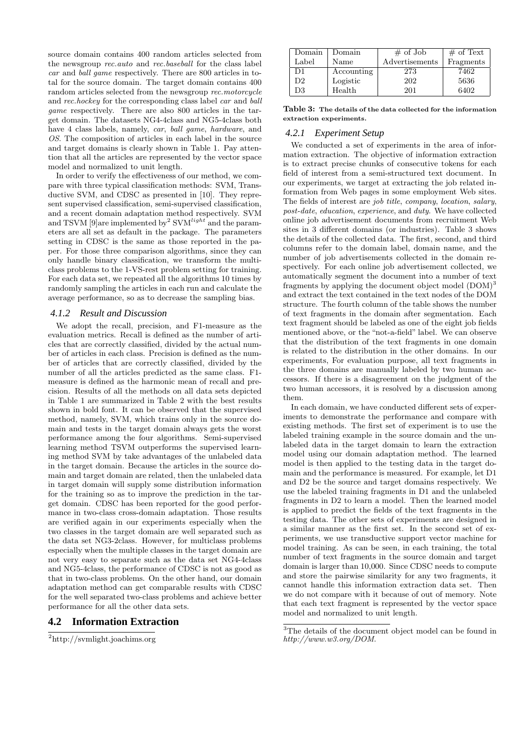source domain contains 400 random articles selected from the newsgroup *rec.auto* and *rec.baseball* for the class label *car* and *ball game* respectively. There are 800 articles in total for the source domain. The target domain contains 400 random articles selected from the newsgroup *rec.motorcycle* and *rec.hockey* for the corresponding class label *car* and *ball game* respectively. There are also 800 articles in the target domain. The datasets NG4-4class and NG5-4class both have 4 class labels, namely, *car*, *ball game*, *hardware*, and *OS*. The composition of articles in each label in the source and target domains is clearly shown in Table 1. Pay attention that all the articles are represented by the vector space model and normalized to unit length.

In order to verify the effectiveness of our method, we compare with three typical classification methods: SVM, Transductive SVM, and CDSC as presented in [10]. They represent supervised classification, semi-supervised classification, and a recent domain adaptation method respectively. SVM and TSVM [9]are implemented by[2] SVM$^{light}$ and the parameters are all set as default in the package. The parameters setting in CDSC is the same as those reported in the paper. For those three comparison algorithms, since they can only handle binary classification, we transform the multi-class problems to the 1-VS-rest problem setting for training. For each data set, we repeated all the algorithms 10 times by randomly sampling the articles in each run and calculate the average performance, so as to decrease the sampling bias.

### 4.1.2 Result and Discussion

We adopt the recall, precision, and F1-measure as the evaluation metrics. Recall is defined as the number of articles that are correctly classified, divided by the actual number of articles in each class. Precision is defined as the number of articles that are correctly classified, divided by the number of all the articles predicted as the same class. F1-measure is defined as the harmonic mean of recall and precision. Results of all the methods on all data sets depicted in Table 1 are summarized in Table 2 with the best results shown in bold font. It can be observed that the supervised method, namely, SVM, which trains only in the source domain and tests in the target domain always gets the worst performance among the four algorithms. Semi-supervised learning method TSVM outperforms the supervised learning method SVM by take advantages of the unlabeled data in the target domain. Because the articles in the source domain and target domain are related, then the unlabeled data in target domain will supply some distribution information for the training so as to improve the prediction in the target domain. CDSC has been reported for the good performance in two-class cross-domain adaptation. Those results are verified again in our experiments especially when the two classes in the target domain are well separated such as the data set NG3-2class. However, for multiclass problems especially when the multiple classes in the target domain are not very easy to separate such as the data set NG4-4class and NG5-4class, the performance of CDSC is not as good as that in two-class problems. On the other hand, our domain adaptation method can get comparable results with CDSC for the well separated two-class problems and achieve better performance for all the other data sets.

## 4.2 Information Extraction

[2] http://svmlight.joachims.org

| Domain Label | Domain Name | # of Job Advertisements | # of Text Fragments |
|---|---|---|---|
| D1 | Accounting | 273 | 7462 |
| D2 | Logistic | 202 | 5636 |
| D3 | Health | 201 | 6402 |

**Table 3: The details of the data collected for the information extraction experiments.**

### 4.2.1 Experiment Setup

We conducted a set of experiments in the area of information extraction. The objective of information extraction is to extract precise chunks of consecutive tokens for each field of interest from a semi-structured text document. In our experiments, we target at extracting the job related information from Web pages in some employment Web sites. The fields of interest are *job title*, *company*, *location*, *salary*, *post-date*, *education*, *experience*, and *duty*. We have collected online job advertisement documents from recruitment Web sites in 3 different domains (or industries). Table 3 shows the details of the collected data. The first, second, and third columns refer to the domain label, domain name, and the number of job advertisements collected in the domain respectively. For each online job advertisement collected, we automatically segment the document into a number of text fragments by applying the document object model (DOM)[3] and extract the text contained in the text nodes of the DOM structure. The fourth column of the table shows the number of text fragments in the domain after segmentation. Each text fragment should be labeled as one of the eight job fields mentioned above, or the "not-a-field" label. We can observe that the distribution of the text fragments in one domain is related to the distribution in the other domains. In our experiments, For evaluation purpose, all text fragments in the three domains are manually labeled by two human accessors. If there is a disagreement on the judgment of the two human accessors, it is resolved by a discussion among them.

In each domain, we have conducted different sets of experiments to demonstrate the performance and compare with existing methods. The first set of experiment is to use the labeled training example in the source domain and the unlabeled data in the target domain to learn the extraction model using our domain adaptation method. The learned model is then applied to the testing data in the target domain and the performance is measured. For example, let D1 and D2 be the source and target domains respectively. We use the labeled training fragments in D1 and the unlabeled fragments in D2 to learn a model. Then the learned model is applied to predict the fields of the text fragments in the testing data. The other sets of experiments are designed in a similar manner as the first set. In the second set of experiments, we use transductive support vector machine for model training. As can be seen, in each training, the total number of text fragments in the source domain and target domain is larger than 10,000. Since CDSC needs to compute and store the pairwise similarity for any two fragments, it cannot handle this information extraction data set. Then we do not compare with it because of out of memory. Note that each text fragment is represented by the vector space model and normalized to unit length.

[3] The details of the document object model can be found in *http://www.w3.org/DOM*.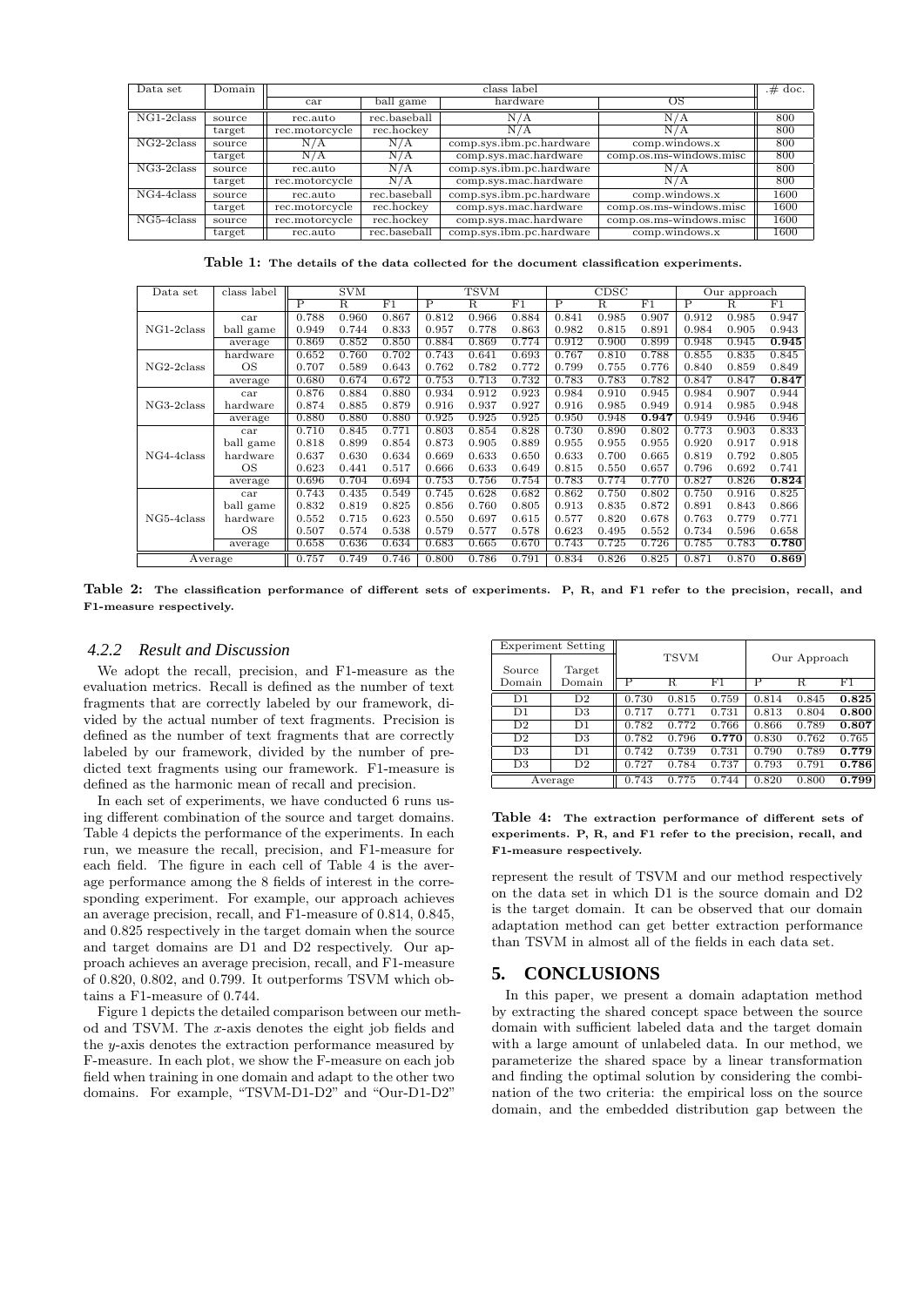| Data set | Domain | class label | | | | .# doc. |
|---|---|---|---|---|---|---|
| | | car | ball game | hardware | OS | |
| NG1-2class | source | rec.auto | rec.baseball | N/A | N/A | 800 |
| | target | rec.motorcycle | rec.hockey | N/A | N/A | 800 |
| NG2-2class | source | N/A | N/A | comp.sys.ibm.pc.hardware | comp.windows.x | 800 |
| | target | N/A | N/A | comp.sys.mac.hardware | comp.os.ms-windows.misc | 800 |
| NG3-2class | source | rec.auto | N/A | comp.sys.ibm.pc.hardware | N/A | 800 |
| | target | rec.motorcycle | N/A | comp.sys.mac.hardware | N/A | 800 |
| NG4-4class | source | rec.auto | rec.baseball | comp.sys.ibm.pc.hardware | comp.windows.x | 1600 |
| | target | rec.motorcycle | rec.hockey | comp.sys.mac.hardware | comp.os.ms-windows.misc | 1600 |
| NG5-4class | source | rec.motorcycle | rec.hockey | comp.sys.mac.hardware | comp.os.ms-windows.misc | 1600 |
| | target | rec.auto | rec.baseball | comp.sys.ibm.pc.hardware | comp.windows.x | 1600 |

**Table 1: The details of the data collected for the document classification experiments.**

| Data set | class label | SVM | | | TSVM | | | CDSC | | | Our approach | | |
|---|---|---|---|---|---|---|---|---|---|---|---|---|---|
| | | P | R | F1 | P | R | F1 | P | R | F1 | P | R | F1 |
| NG1-2class | car | 0.788 | 0.960 | 0.867 | 0.812 | 0.966 | 0.884 | 0.841 | 0.985 | 0.907 | 0.912 | 0.985 | 0.947 |
| | ball game | 0.949 | 0.744 | 0.833 | 0.957 | 0.778 | 0.863 | 0.982 | 0.815 | 0.891 | 0.984 | 0.905 | 0.943 |
| | average | 0.869 | 0.852 | 0.850 | 0.884 | 0.869 | 0.774 | 0.912 | 0.900 | 0.899 | 0.948 | 0.945 | **0.945** |
| NG2-2class | hardware | 0.652 | 0.760 | 0.702 | 0.743 | 0.641 | 0.693 | 0.767 | 0.810 | 0.788 | 0.855 | 0.835 | 0.845 |
| | OS | 0.707 | 0.589 | 0.643 | 0.762 | 0.782 | 0.772 | 0.799 | 0.755 | 0.776 | 0.840 | 0.859 | 0.849 |
| | average | 0.680 | 0.674 | 0.672 | 0.753 | 0.713 | 0.732 | 0.783 | 0.783 | 0.782 | 0.847 | 0.847 | **0.847** |
| NG3-2class | car | 0.876 | 0.884 | 0.880 | 0.934 | 0.912 | 0.923 | 0.984 | 0.910 | 0.945 | 0.984 | 0.907 | 0.944 |
| | hardware | 0.874 | 0.885 | 0.879 | 0.916 | 0.937 | 0.927 | 0.916 | 0.985 | 0.949 | 0.914 | 0.985 | 0.948 |
| | average | 0.880 | 0.880 | 0.880 | 0.925 | 0.925 | 0.925 | 0.950 | 0.948 | **0.947** | 0.949 | 0.946 | 0.946 |
| NG4-4class | car | 0.710 | 0.845 | 0.771 | 0.803 | 0.854 | 0.828 | 0.730 | 0.890 | 0.802 | 0.773 | 0.903 | 0.833 |
| | ball game | 0.818 | 0.899 | 0.854 | 0.873 | 0.905 | 0.889 | 0.955 | 0.955 | 0.955 | 0.920 | 0.917 | 0.918 |
| | hardware | 0.637 | 0.630 | 0.634 | 0.669 | 0.633 | 0.650 | 0.633 | 0.700 | 0.665 | 0.819 | 0.792 | 0.805 |
| | OS | 0.623 | 0.441 | 0.517 | 0.666 | 0.633 | 0.649 | 0.815 | 0.550 | 0.657 | 0.796 | 0.692 | 0.741 |
| | average | 0.696 | 0.704 | 0.694 | 0.753 | 0.756 | 0.754 | 0.783 | 0.774 | 0.770 | 0.827 | 0.826 | **0.824** |
| NG5-4class | car | 0.743 | 0.435 | 0.549 | 0.745 | 0.628 | 0.682 | 0.862 | 0.750 | 0.802 | 0.750 | 0.916 | 0.825 |
| | ball game | 0.832 | 0.819 | 0.825 | 0.856 | 0.760 | 0.805 | 0.913 | 0.835 | 0.872 | 0.891 | 0.843 | 0.866 |
| | hardware | 0.552 | 0.715 | 0.623 | 0.550 | 0.697 | 0.615 | 0.577 | 0.820 | 0.678 | 0.763 | 0.779 | 0.771 |
| | OS | 0.507 | 0.574 | 0.538 | 0.579 | 0.577 | 0.578 | 0.623 | 0.495 | 0.552 | 0.734 | 0.596 | 0.658 |
| | average | 0.658 | 0.636 | 0.634 | 0.683 | 0.665 | 0.670 | 0.743 | 0.725 | 0.726 | 0.785 | 0.783 | **0.780** |
| Average | | 0.757 | 0.749 | 0.746 | 0.800 | 0.786 | 0.791 | 0.834 | 0.826 | 0.825 | 0.871 | 0.870 | **0.869** |

**Table 2: The classification performance of different sets of experiments. P, R, and F1 refer to the precision, recall, and F1-measure respectively.**

### *4.2.2 Result and Discussion*

We adopt the recall, precision, and F1-measure as the evaluation metrics. Recall is defined as the number of text fragments that are correctly labeled by our framework, divided by the actual number of text fragments. Precision is defined as the number of text fragments that are correctly labeled by our framework, divided by the number of predicted text fragments using our framework. F1-measure is defined as the harmonic mean of recall and precision.

In each set of experiments, we have conducted 6 runs using different combination of the source and target domains. Table 4 depicts the performance of the experiments. In each run, we measure the recall, precision, and F1-measure for each field. The figure in each cell of Table 4 is the average performance among the 8 fields of interest in the corresponding experiment. For example, our approach achieves an average precision, recall, and F1-measure of 0.814, 0.845, and 0.825 respectively in the target domain when the source and target domains are D1 and D2 respectively. Our approach achieves an average precision, recall, and F1-measure of 0.820, 0.802, and 0.799. It outperforms TSVM which obtains a F1-measure of 0.744.

Figure 1 depicts the detailed comparison between our method and TSVM. The $x$-axis denotes the eight job fields and the $y$-axis denotes the extraction performance measured by F-measure. In each plot, we show the F-measure on each job field when training in one domain and adapt to the other two domains. For example, "TSVM-D1-D2" and "Our-D1-D2" represent the result of TSVM and our method respectively on the data set in which D1 is the source domain and D2 is the target domain. It can be observed that our domain adaptation method can get better extraction performance than TSVM in almost all of the fields in each data set.

| Experiment Setting | | TSVM | | | Our Approach | | |
|---|---|---|---|---|---|---|---|
| Source Domain | Target Domain | P | R | F1 | P | R | F1 |
| D1 | D2 | 0.730 | 0.815 | 0.759 | 0.814 | 0.845 | **0.825** |
| D1 | D3 | 0.717 | 0.771 | 0.731 | 0.813 | 0.804 | **0.800** |
| D2 | D1 | 0.782 | 0.772 | 0.766 | 0.866 | 0.789 | **0.807** |
| D2 | D3 | 0.782 | 0.796 | **0.770** | 0.830 | 0.762 | 0.765 |
| D3 | D1 | 0.742 | 0.739 | 0.731 | 0.790 | 0.789 | **0.779** |
| D3 | D2 | 0.727 | 0.784 | 0.737 | 0.793 | 0.791 | **0.786** |
| Average | | 0.743 | 0.775 | 0.744 | 0.820 | 0.800 | **0.799** |

**Table 4: The extraction performance of different sets of experiments. P, R, and F1 refer to the precision, recall, and F1-measure respectively.**

## 5. CONCLUSIONS

In this paper, we present a domain adaptation method by extracting the shared concept space between the source domain with sufficient labeled data and the target domain with a large amount of unlabeled data. In our method, we parameterize the shared space by a linear transformation and finding the optimal solution by considering the combination of the two criteria: the empirical loss on the source domain, and the embedded distribution gap between the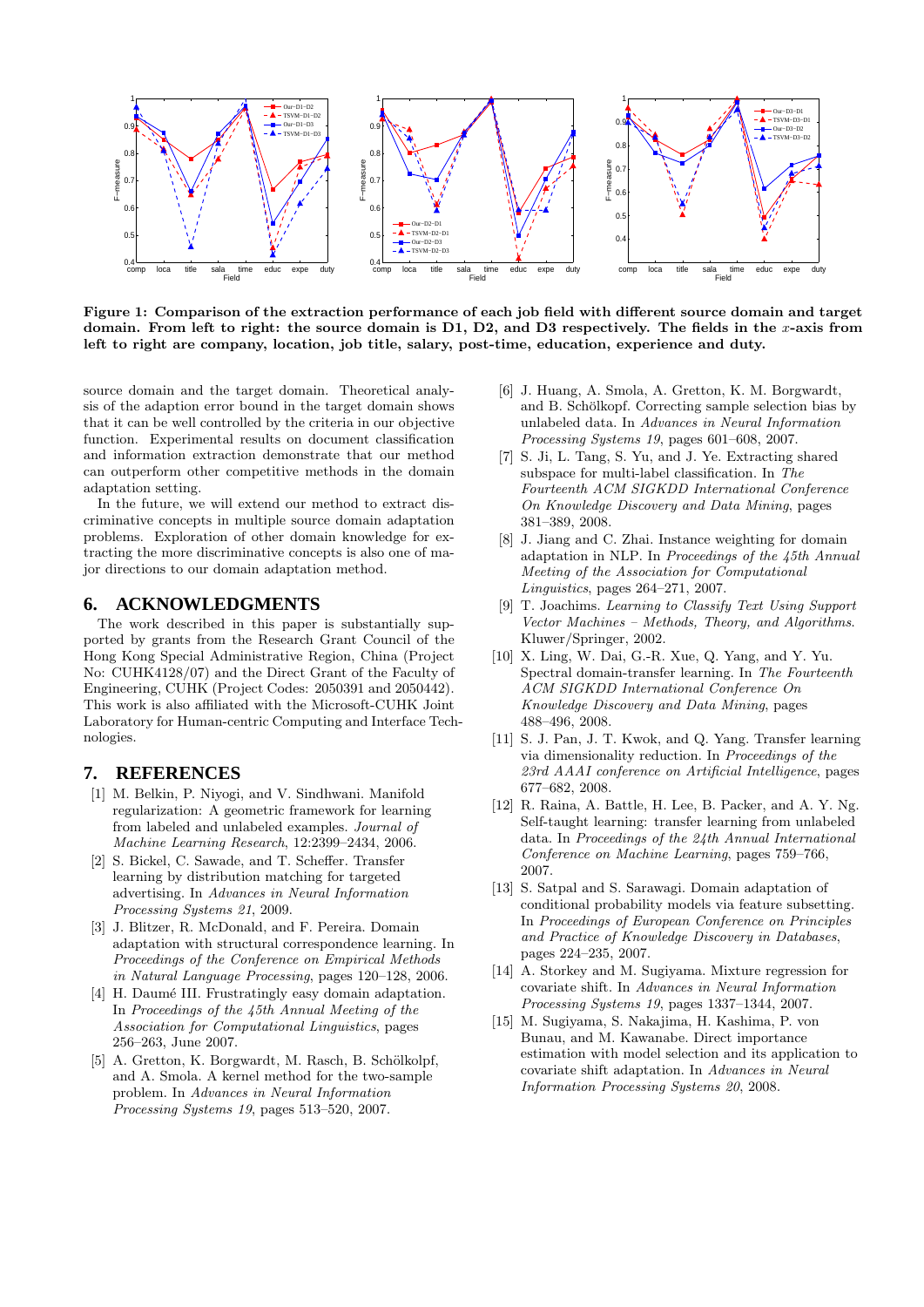F−measure

comp loca title sala time educ expe duty

Field

Our−D1−D2
TSVM−D1−D2
Our−D1−D3
TSVM−D1−D3

Our−D2−D1
TSVM−D2−D1
Our−D2−D3
TSVM−D2−D3

Our−D3−D1
TSVM−D3−D1
Our−D3−D2
TSVM−D3−D2

**Figure 1: Comparison of the extraction performance of each job field with different source domain and target domain. From left to right: the source domain is D1, D2, and D3 respectively. The fields in the $x$-axis from left to right are company, location, job title, salary, post-time, education, experience and duty.**

source domain and the target domain. Theoretical analysis of the adaption error bound in the target domain shows that it can be well controlled by the criteria in our objective function. Experimental results on document classification and information extraction demonstrate that our method can outperform other competitive methods in the domain adaptation setting.

In the future, we will extend our method to extract discriminative concepts in multiple source domain adaptation problems. Exploration of other domain knowledge for extracting the more discriminative concepts is also one of major directions to our domain adaptation method.

## 6. ACKNOWLEDGMENTS

The work described in this paper is substantially supported by grants from the Research Grant Council of the Hong Kong Special Administrative Region, China (Project No: CUHK4128/07) and the Direct Grant of the Faculty of Engineering, CUHK (Project Codes: 2050391 and 2050442). This work is also affiliated with the Microsoft-CUHK Joint Laboratory for Human-centric Computing and Interface Technologies.

## 7. REFERENCES

[1] M. Belkin, P. Niyogi, and V. Sindhwani. Manifold regularization: A geometric framework for learning from labeled and unlabeled examples. *Journal of Machine Learning Research*, 12:2399–2434, 2006.

[2] S. Bickel, C. Sawade, and T. Scheffer. Transfer learning by distribution matching for targeted advertising. In *Advances in Neural Information Processing Systems 21*, 2009.

[3] J. Blitzer, R. McDonald, and F. Pereira. Domain adaptation with structural correspondence learning. In *Proceedings of the Conference on Empirical Methods in Natural Language Processing*, pages 120–128, 2006.

[4] H. Daumé III. Frustratingly easy domain adaptation. In *Proceedings of the 45th Annual Meeting of the Association for Computational Linguistics*, pages 256–263, June 2007.

[5] A. Gretton, K. Borgwardt, M. Rasch, B. Schölkolpf, and A. Smola. A kernel method for the two-sample problem. In *Advances in Neural Information Processing Systems 19*, pages 513–520, 2007.

[6] J. Huang, A. Smola, A. Gretton, K. M. Borgwardt, and B. Schölkopf. Correcting sample selection bias by unlabeled data. In *Advances in Neural Information Processing Systems 19*, pages 601–608, 2007.

[7] S. Ji, L. Tang, S. Yu, and J. Ye. Extracting shared subspace for multi-label classification. In *The Fourteenth ACM SIGKDD International Conference On Knowledge Discovery and Data Mining*, pages 381–389, 2008.

[8] J. Jiang and C. Zhai. Instance weighting for domain adaptation in NLP. In *Proceedings of the 45th Annual Meeting of the Association for Computational Linguistics*, pages 264–271, 2007.

[9] T. Joachims. *Learning to Classify Text Using Support Vector Machines – Methods, Theory, and Algorithms*. Kluwer/Springer, 2002.

[10] X. Ling, W. Dai, G.-R. Xue, Q. Yang, and Y. Yu. Spectral domain-transfer learning. In *The Fourteenth ACM SIGKDD International Conference On Knowledge Discovery and Data Mining*, pages 488–496, 2008.

[11] S. J. Pan, J. T. Kwok, and Q. Yang. Transfer learning via dimensionality reduction. In *Proceedings of the 23rd AAAI conference on Artificial Intelligence*, pages 677–682, 2008.

[12] R. Raina, A. Battle, H. Lee, B. Packer, and A. Y. Ng. Self-taught learning: transfer learning from unlabeled data. In *Proceedings of the 24th Annual International Conference on Machine Learning*, pages 759–766, 2007.

[13] S. Satpal and S. Sarawagi. Domain adaptation of conditional probability models via feature subsetting. In *Proceedings of European Conference on Principles and Practice of Knowledge Discovery in Databases*, pages 224–235, 2007.

[14] A. Storkey and M. Sugiyama. Mixture regression for covariate shift. In *Advances in Neural Information Processing Systems 19*, pages 1337–1344, 2007.

[15] M. Sugiyama, S. Nakajima, H. Kashima, P. von Bunau, and M. Kawanabe. Direct importance estimation with model selection and its application to covariate shift adaptation. In *Advances in Neural Information Processing Systems 20*, 2008.